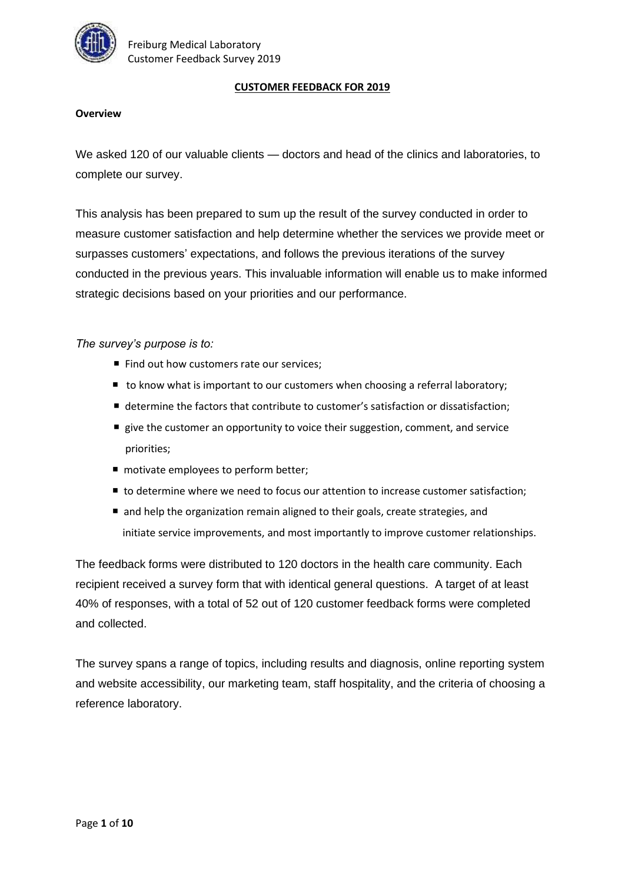## CUSTOMER FEEDBACK FOR 2019

**Overview**

We asked 120 of our valuable clients — doctors and head of the clinics and laboratories, to complete our survey.

This analysis has been prepared to sum up the result of the survey conducted in order to measure customer satisfaction and help determine whether the services we provide meet or surpasses customers' expectations, and follows the previous iterations of the survey conducted in the previous years. This invaluable information will enable us to make informed strategic decisions based on your priorities and our performance.

*The survey's purpose is to:*

- Find out how customers rate our services;
- to know what is important to our customers when choosing a referral laboratory;
- determine the factors that contribute to customer's satisfaction or dissatisfaction;
- give the customer an opportunity to voice their suggestion, comment, and service priorities;
- motivate employees to perform better;
- to determine where we need to focus our attention to increase customer satisfaction;
- and help the organization remain aligned to their goals, create strategies, and initiate service improvements, and most importantly to improve customer relationships.

The feedback forms were distributed to 120 doctors in the health care community. Each recipient received a survey form that with identical general questions. A target of at least 40% of responses, with a total of 52 out of 120 customer feedback forms were completed and collected.

The survey spans a range of topics, including results and diagnosis, online reporting system and website accessibility, our marketing team, staff hospitality, and the criteria of choosing a reference laboratory.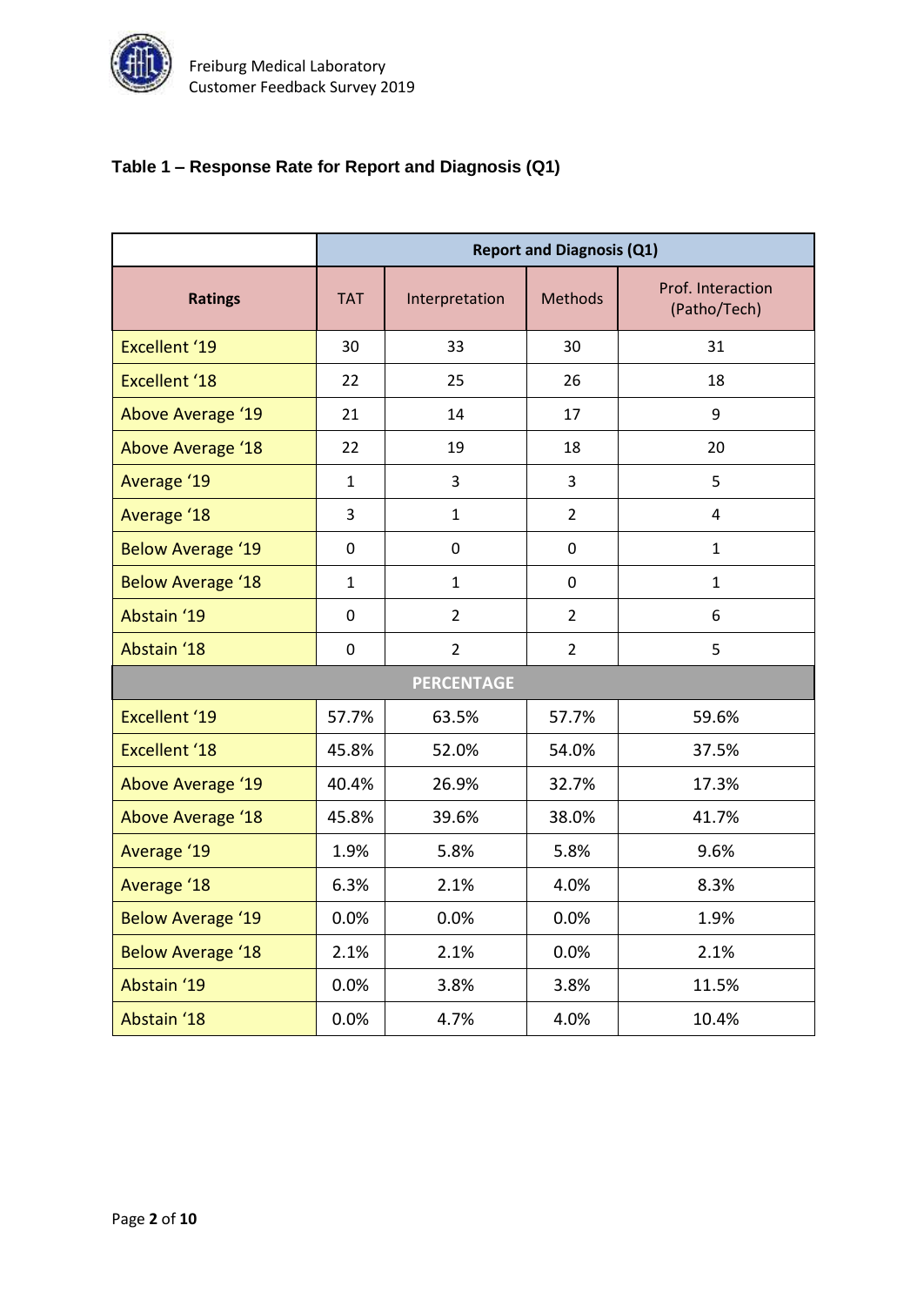### Table 1 – Response Rate for Report and Diagnosis (Q1)

| | Report and Diagnosis (Q1) | | | |
|---|---|---|---|---|
| **Ratings** | TAT | Interpretation | Methods | Prof. Interaction (Patho/Tech) |
| Excellent '19 | 30 | 33 | 30 | 31 |
| Excellent '18 | 22 | 25 | 26 | 18 |
| Above Average '19 | 21 | 14 | 17 | 9 |
| Above Average '18 | 22 | 19 | 18 | 20 |
| Average '19 | 1 | 3 | 3 | 5 |
| Average '18 | 3 | 1 | 2 | 4 |
| Below Average '19 | 0 | 0 | 0 | 1 |
| Below Average '18 | 1 | 1 | 0 | 1 |
| Abstain '19 | 0 | 2 | 2 | 6 |
| Abstain '18 | 0 | 2 | 2 | 5 |
| **PERCENTAGE** | | | | |
| Excellent '19 | 57.7% | 63.5% | 57.7% | 59.6% |
| Excellent '18 | 45.8% | 52.0% | 54.0% | 37.5% |
| Above Average '19 | 40.4% | 26.9% | 32.7% | 17.3% |
| Above Average '18 | 45.8% | 39.6% | 38.0% | 41.7% |
| Average '19 | 1.9% | 5.8% | 5.8% | 9.6% |
| Average '18 | 6.3% | 2.1% | 4.0% | 8.3% |
| Below Average '19 | 0.0% | 0.0% | 0.0% | 1.9% |
| Below Average '18 | 2.1% | 2.1% | 0.0% | 2.1% |
| Abstain '19 | 0.0% | 3.8% | 3.8% | 11.5% |
| Abstain '18 | 0.0% | 4.7% | 4.0% | 10.4% |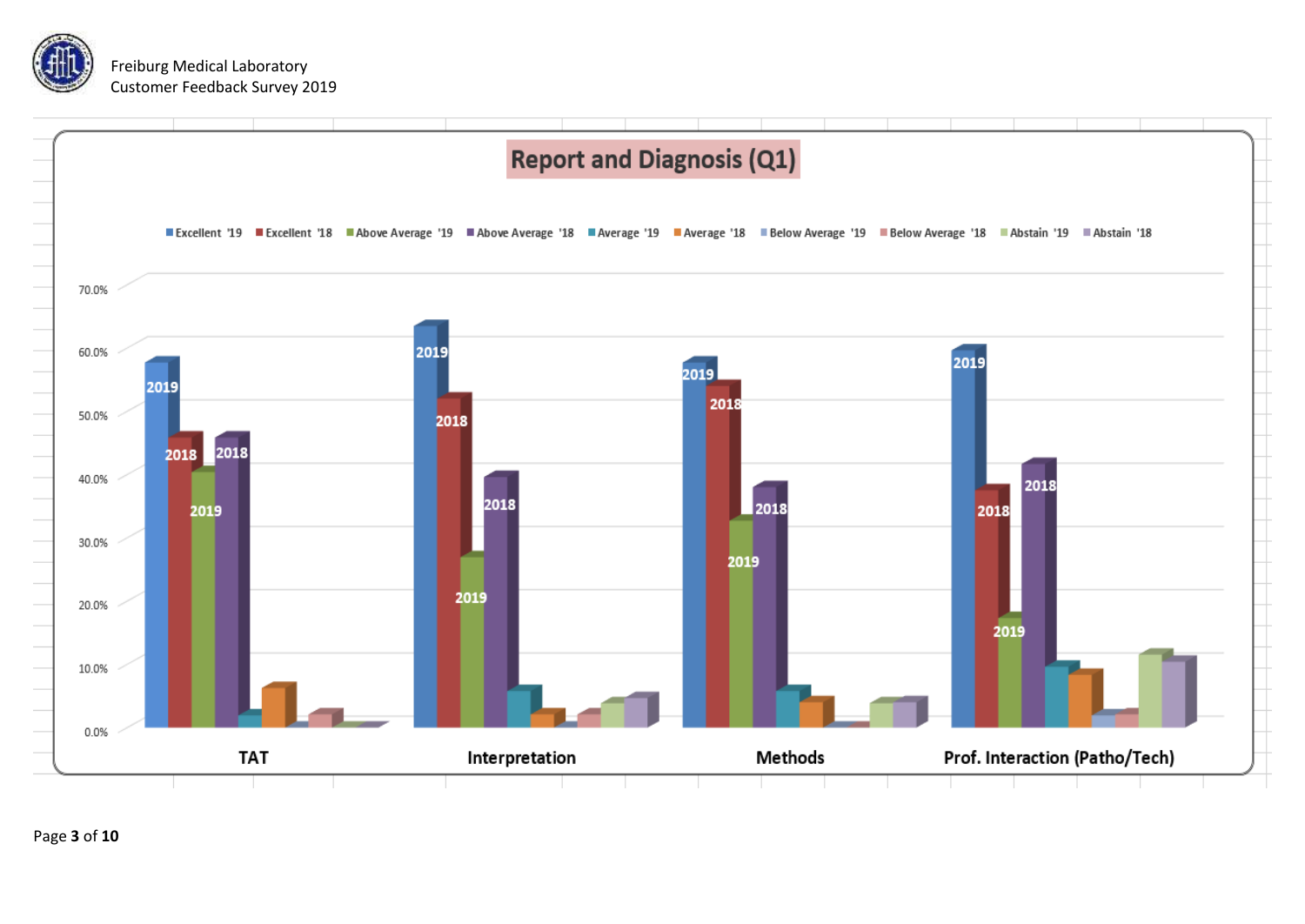Freiburg Medical Laboratory
Customer Feedback Survey 2019

## Report and Diagnosis (Q1)

Excellent '19 | Excellent '18 | Above Average '19 | Above Average '18 | Average '19 | Average '18 | Below Average '19 | Below Average '18 | Abstain '19 | Abstain '18

70.0%
60.0%
50.0%
40.0%
30.0%
20.0%
10.0%
0.0%

TAT: 2019, 2018, 2019, 2018

Interpretation: 2019, 2018, 2019, 2018

Methods: 2019, 2018, 2019, 2018

Prof. Interaction (Patho/Tech): 2019, 2018, 2019, 2018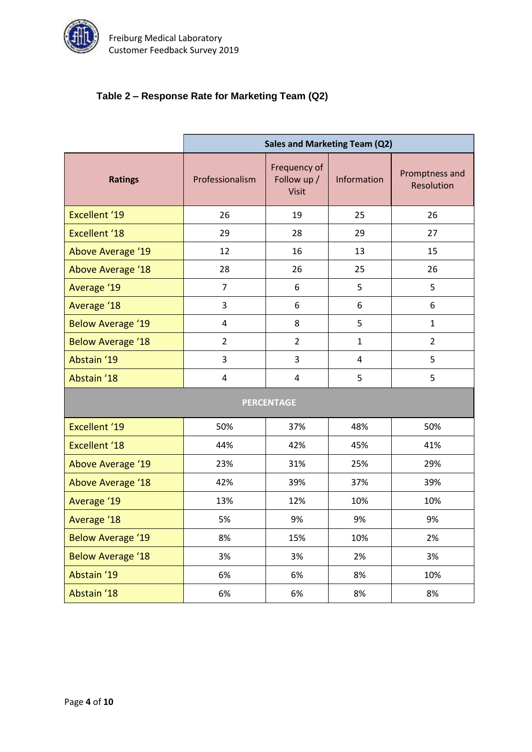**Table 2 – Response Rate for Marketing Team (Q2)**

| | Sales and Marketing Team (Q2) | | | |
|---|---|---|---|---|
| **Ratings** | Professionalism | Frequency of Follow up / Visit | Information | Promptness and Resolution |
| Excellent '19 | 26 | 19 | 25 | 26 |
| Excellent '18 | 29 | 28 | 29 | 27 |
| Above Average '19 | 12 | 16 | 13 | 15 |
| Above Average '18 | 28 | 26 | 25 | 26 |
| Average '19 | 7 | 6 | 5 | 5 |
| Average '18 | 3 | 6 | 6 | 6 |
| Below Average '19 | 4 | 8 | 5 | 1 |
| Below Average '18 | 2 | 2 | 1 | 2 |
| Abstain '19 | 3 | 3 | 4 | 5 |
| Abstain '18 | 4 | 4 | 5 | 5 |
| **PERCENTAGE** | | | | |
| Excellent '19 | 50% | 37% | 48% | 50% |
| Excellent '18 | 44% | 42% | 45% | 41% |
| Above Average '19 | 23% | 31% | 25% | 29% |
| Above Average '18 | 42% | 39% | 37% | 39% |
| Average '19 | 13% | 12% | 10% | 10% |
| Average '18 | 5% | 9% | 9% | 9% |
| Below Average '19 | 8% | 15% | 10% | 2% |
| Below Average '18 | 3% | 3% | 2% | 3% |
| Abstain '19 | 6% | 6% | 8% | 10% |
| Abstain '18 | 6% | 6% | 8% | 8% |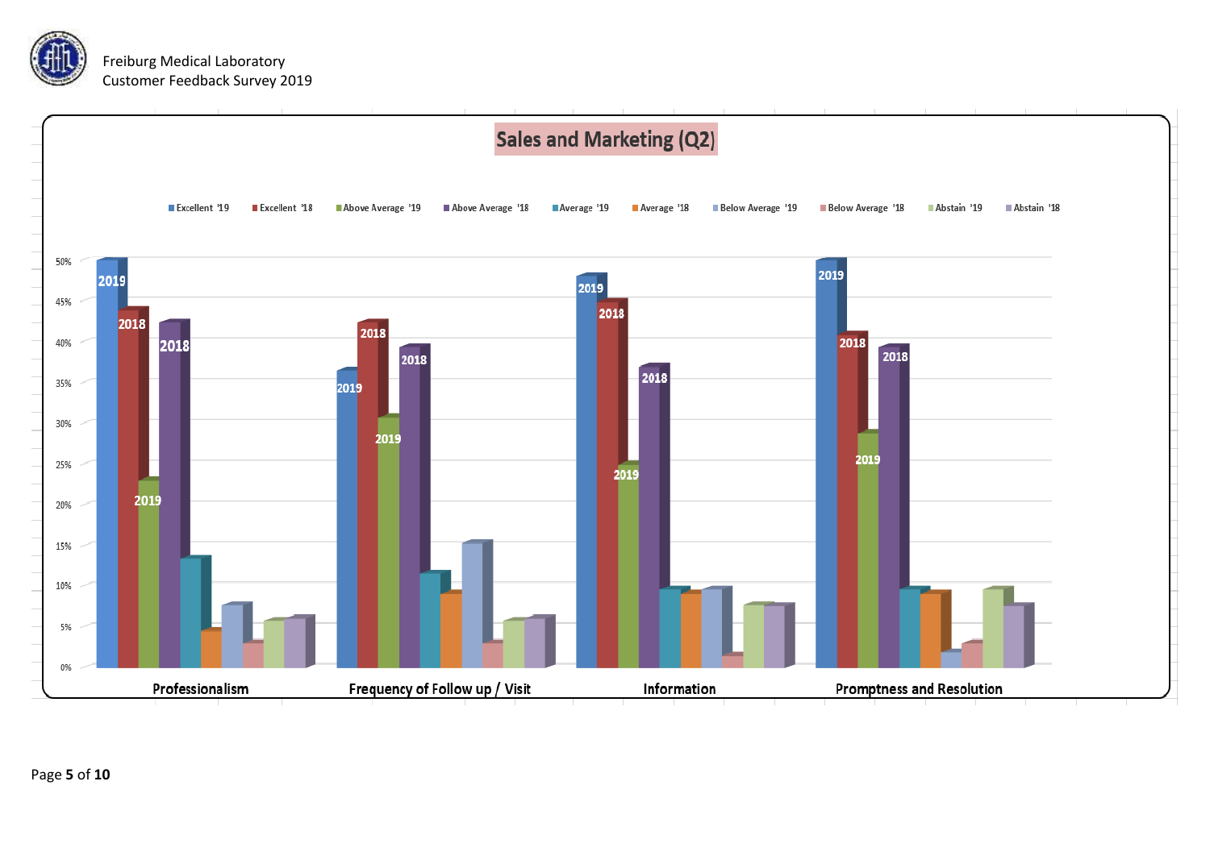Freiburg Medical Laboratory
Customer Feedback Survey 2019

## Sales and Marketing (Q2)

Excellent '19 | Excellent '18 | Above Average '19 | Above Average '18 | Average '19 | Average '18 | Below Average '19 | Below Average '18 | Abstain '19 | Abstain '18

50%
45%
40%
35%
30%
25%
20%
15%
10%
5%
0%

2019 2018 2018 2019 — Professionalism

2018 2019 2018 2019 — Frequency of Follow up / Visit

2019 2018 2018 2019 — Information

2019 2018 2018 2019 — Promptness and Resolution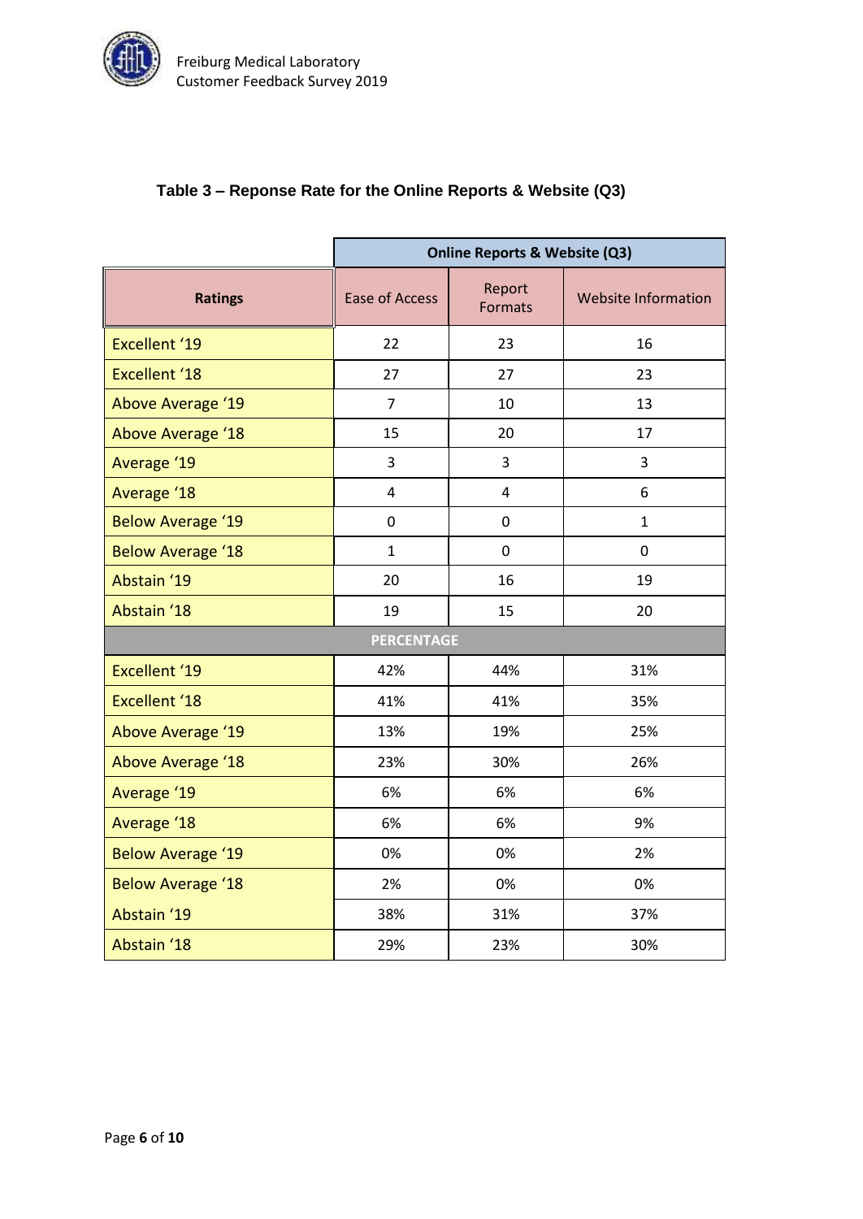### Table 3 – Reponse Rate for the Online Reports & Website (Q3)

| | Online Reports & Website (Q3) | | |
|---|---|---|---|
| **Ratings** | Ease of Access | Report Formats | Website Information |
| Excellent '19 | 22 | 23 | 16 |
| Excellent '18 | 27 | 27 | 23 |
| Above Average '19 | 7 | 10 | 13 |
| Above Average '18 | 15 | 20 | 17 |
| Average '19 | 3 | 3 | 3 |
| Average '18 | 4 | 4 | 6 |
| Below Average '19 | 0 | 0 | 1 |
| Below Average '18 | 1 | 0 | 0 |
| Abstain '19 | 20 | 16 | 19 |
| Abstain '18 | 19 | 15 | 20 |
| **PERCENTAGE** | | | |
| Excellent '19 | 42% | 44% | 31% |
| Excellent '18 | 41% | 41% | 35% |
| Above Average '19 | 13% | 19% | 25% |
| Above Average '18 | 23% | 30% | 26% |
| Average '19 | 6% | 6% | 6% |
| Average '18 | 6% | 6% | 9% |
| Below Average '19 | 0% | 0% | 2% |
| Below Average '18 | 2% | 0% | 0% |
| Abstain '19 | 38% | 31% | 37% |
| Abstain '18 | 29% | 23% | 30% |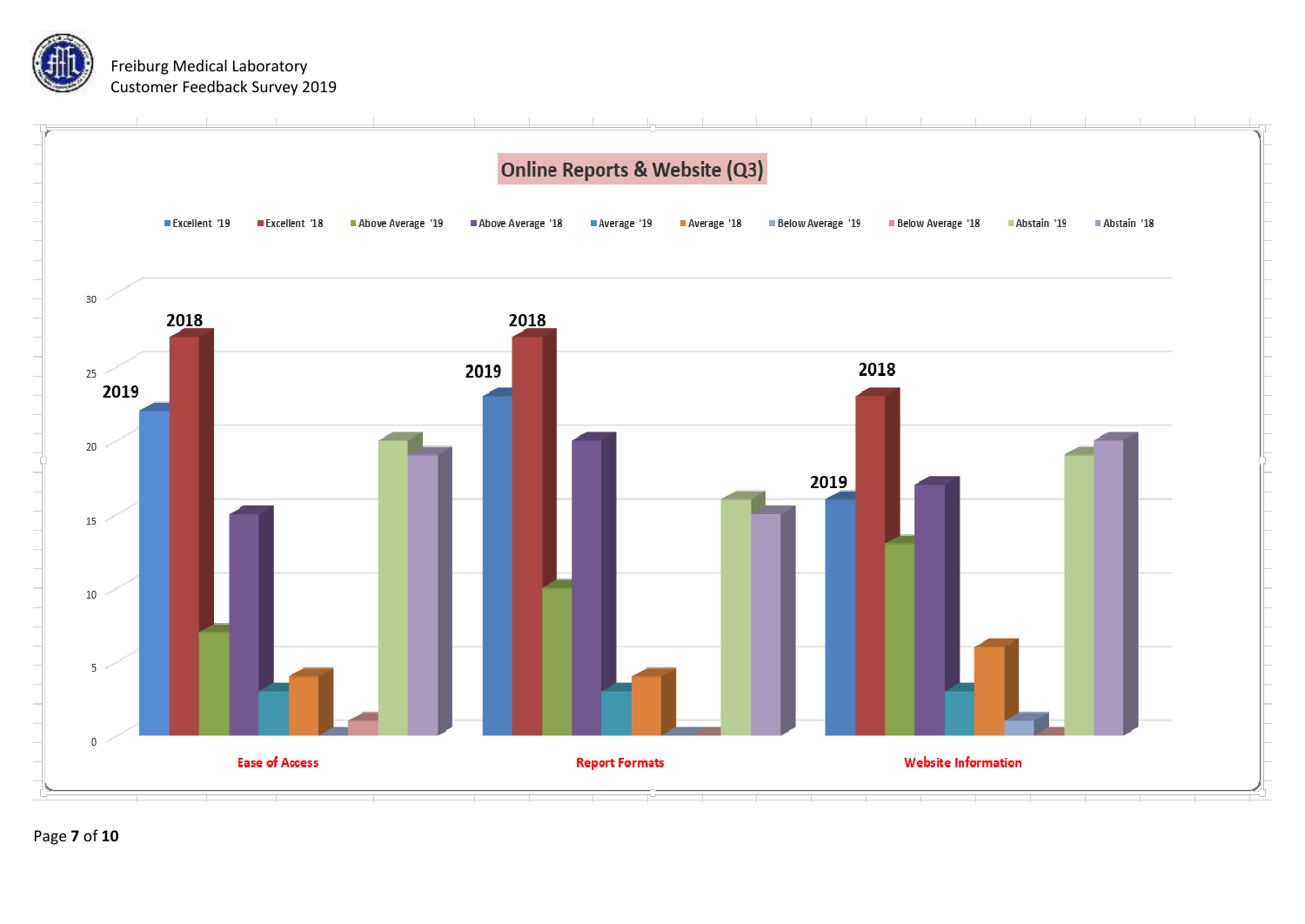Freiburg Medical Laboratory
Customer Feedback Survey 2019

## Online Reports & Website (Q3)

Excellent '19 | Excellent '18 | Above Average '19 | Above Average '18 | Average '19 | Average '18 | Below Average '19 | Below Average '18 | Abstain '19 | Abstain '18

| | Excellent '19 | Excellent '18 | Above Average '19 | Above Average '18 | Average '19 | Average '18 | Below Average '19 | Below Average '18 | Abstain '19 | Abstain '18 |
|---|---|---|---|---|---|---|---|---|---|---|
| Ease of Access | 22 | 27 | 7 | 15 | 3 | 4 | 0 | 1 | 20 | 19 |
| Report Formats | 23 | 27 | 10 | 20 | 3 | 4 | 0 | 0 | 16 | 15 |
| Website Information | 16 | 23 | 13 | 17 | 3 | 6 | 1 | 0 | 19 | 20 |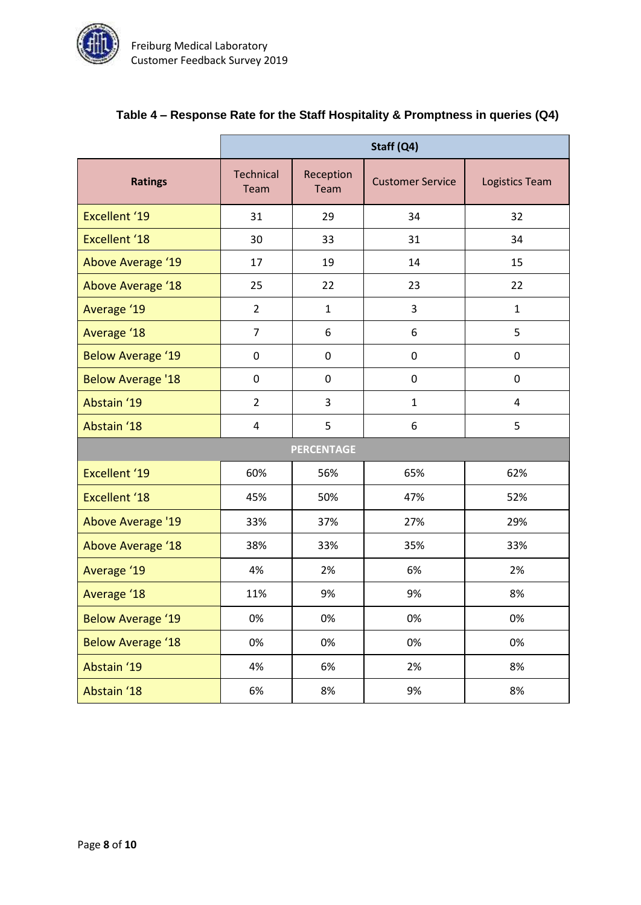### Table 4 – Response Rate for the Staff Hospitality & Promptness in queries (Q4)

| | Staff (Q4) | | | |
|---|---|---|---|---|
| **Ratings** | Technical Team | Reception Team | Customer Service | Logistics Team |
| Excellent '19 | 31 | 29 | 34 | 32 |
| Excellent '18 | 30 | 33 | 31 | 34 |
| Above Average '19 | 17 | 19 | 14 | 15 |
| Above Average '18 | 25 | 22 | 23 | 22 |
| Average '19 | 2 | 1 | 3 | 1 |
| Average '18 | 7 | 6 | 6 | 5 |
| Below Average '19 | 0 | 0 | 0 | 0 |
| Below Average '18 | 0 | 0 | 0 | 0 |
| Abstain '19 | 2 | 3 | 1 | 4 |
| Abstain '18 | 4 | 5 | 6 | 5 |
| **PERCENTAGE** | | | | |
| Excellent '19 | 60% | 56% | 65% | 62% |
| Excellent '18 | 45% | 50% | 47% | 52% |
| Above Average '19 | 33% | 37% | 27% | 29% |
| Above Average '18 | 38% | 33% | 35% | 33% |
| Average '19 | 4% | 2% | 6% | 2% |
| Average '18 | 11% | 9% | 9% | 8% |
| Below Average '19 | 0% | 0% | 0% | 0% |
| Below Average '18 | 0% | 0% | 0% | 0% |
| Abstain '19 | 4% | 6% | 2% | 8% |
| Abstain '18 | 6% | 8% | 9% | 8% |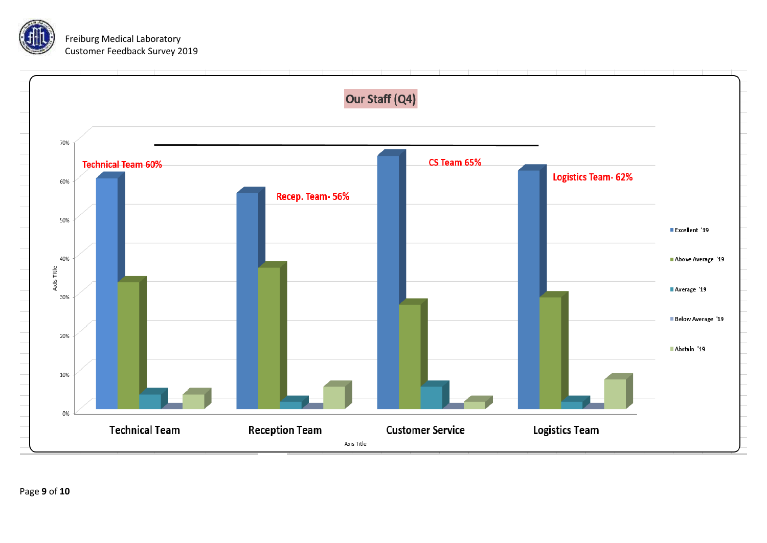Freiburg Medical Laboratory
Customer Feedback Survey 2019

## Our Staff (Q4)

Technical Team 60%

Recep. Team- 56%

CS Team 65%

Logistics Team- 62%

70%
60%
50%
40%
30%
20%
10%
0%

Axis Title

Technical Team | Reception Team | Customer Service | Logistics Team

Axis Title

- Excellent '19
- Above Average '19
- Average '19
- Below Average '19
- Abstain '19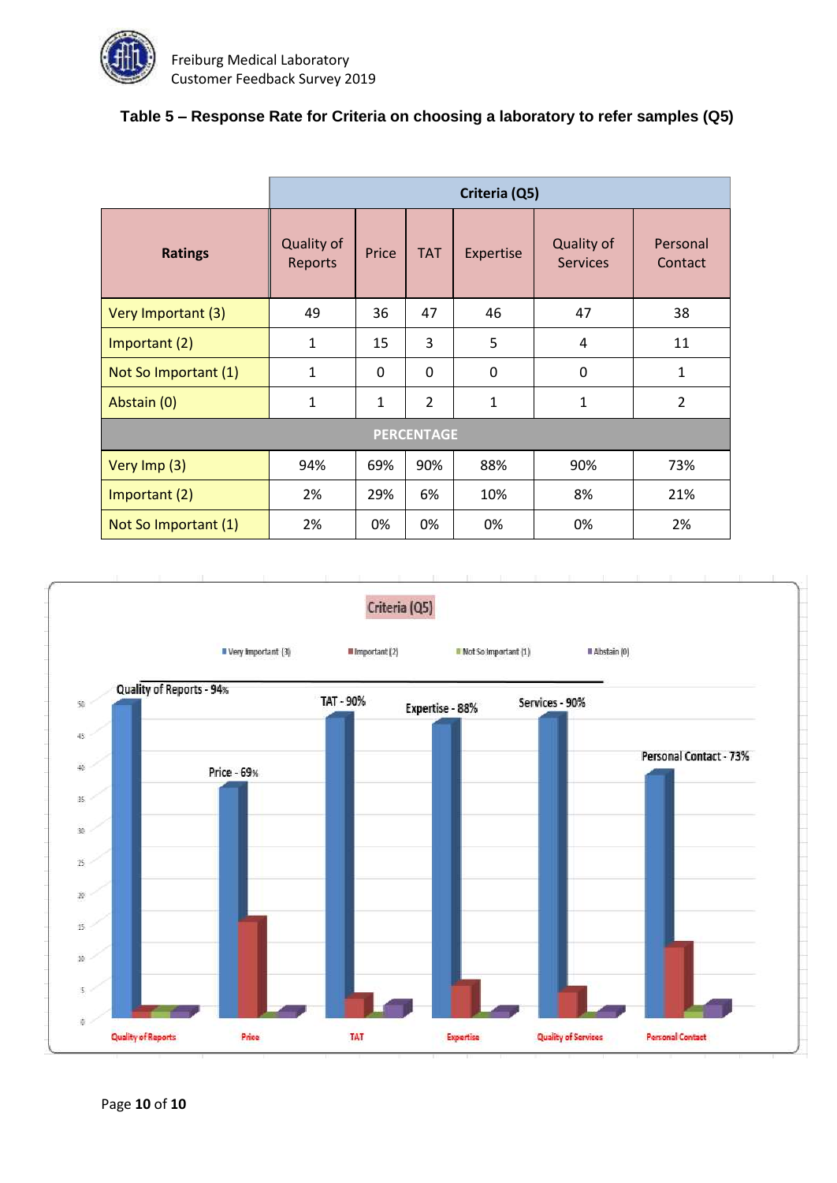Freiburg Medical Laboratory
Customer Feedback Survey 2019

### Table 5 – Response Rate for Criteria on choosing a laboratory to refer samples (Q5)

| | Criteria (Q5) | | | | | |
|---|---|---|---|---|---|---|
| **Ratings** | Quality of Reports | Price | TAT | Expertise | Quality of Services | Personal Contact |
| Very Important (3) | 49 | 36 | 47 | 46 | 47 | 38 |
| Important (2) | 1 | 15 | 3 | 5 | 4 | 11 |
| Not So Important (1) | 1 | 0 | 0 | 0 | 0 | 1 |
| Abstain (0) | 1 | 1 | 2 | 1 | 1 | 2 |
| **PERCENTAGE** | | | | | | |
| Very Imp (3) | 94% | 69% | 90% | 88% | 90% | 73% |
| Important (2) | 2% | 29% | 6% | 10% | 8% | 21% |
| Not So Important (1) | 2% | 0% | 0% | 0% | 0% | 2% |

Criteria (Q5)

Very Important (3)
Important (2)
Not So Important (1)
Abstain (0)

Quality of Reports - 94%
Price - 69%
TAT - 90%
Expertise - 88%
Services - 90%
Personal Contact - 73%

50
45
40
35
30
25
20
15
10
5
0

Quality of Reports
Price
TAT
Expertise
Quality of Services
Personal Contact